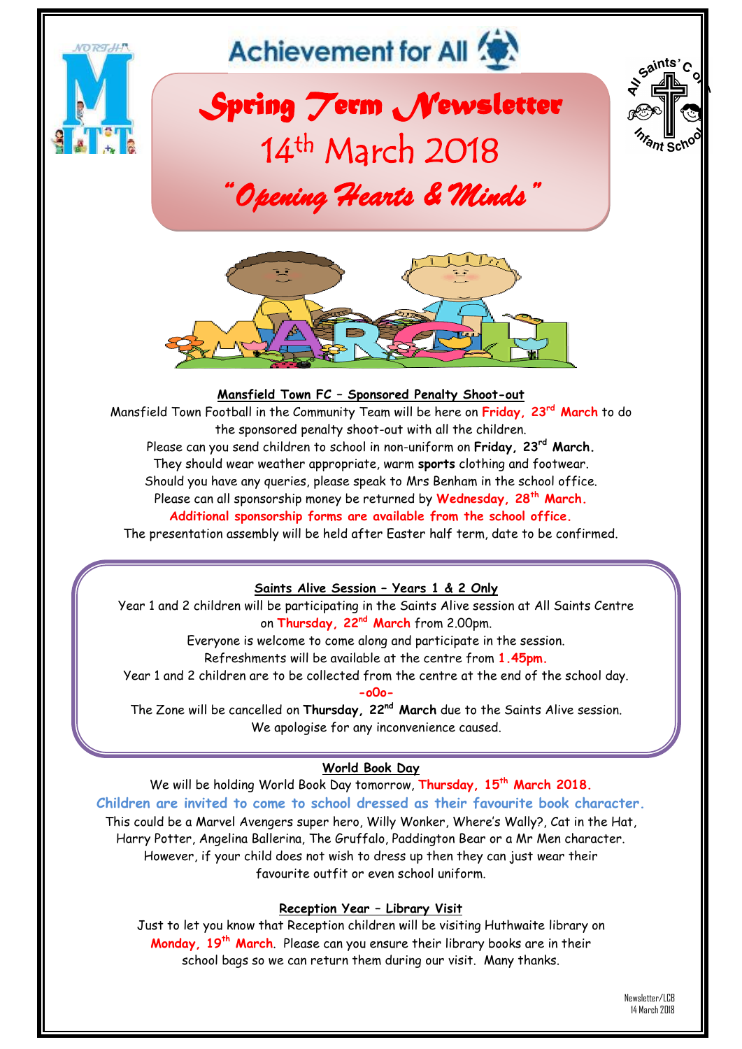Achievement for All

# *Spring Term Newsletter*

## 14th March 2018

### *"Opening Hearts & Minds"*

### Mansfield Town FC – Sponsored Penalty Shoot-out

Mansfield Town Football in the Community Team will be here on **Friday, 23rd March** to do the sponsored penalty shoot-out with all the children.

Please can you send children to school in non-uniform on **Friday, 23rd March.**

They should wear weather appropriate, warm **sports** clothing and footwear.

Should you have any queries, please speak to Mrs Benham in the school office.

Please can all sponsorship money be returned by **Wednesday, 28th March.**

**Additional sponsorship forms are available from the school office.**

The presentation assembly will be held after Easter half term, date to be confirmed.

### Saints Alive Session – Years 1 & 2 Only

Year 1 and 2 children will be participating in the Saints Alive session at All Saints Centre on **Thursday, 22nd March** from 2.00pm.

Everyone is welcome to come along and participate in the session.

Refreshments will be available at the centre from **1.45pm.**

Year 1 and 2 children are to be collected from the centre at the end of the school day.

-oOo-

The Zone will be cancelled on **Thursday, 22nd March** due to the Saints Alive session.

We apologise for any inconvenience caused.

### World Book Day

We will be holding World Book Day tomorrow, **Thursday, 15th March 2018.**

**Children are invited to come to school dressed as their favourite book character.**

This could be a Marvel Avengers super hero, Willy Wonker, Where's Wally?, Cat in the Hat, Harry Potter, Angelina Ballerina, The Gruffalo, Paddington Bear or a Mr Men character.

However, if your child does not wish to dress up then they can just wear their favourite outfit or even school uniform.

### Reception Year – Library Visit

Just to let you know that Reception children will be visiting Huthwaite library on **Monday, 19th March**. Please can you ensure their library books are in their school bags so we can return them during our visit. Many thanks.

Newsletter/LCB
14 March 2018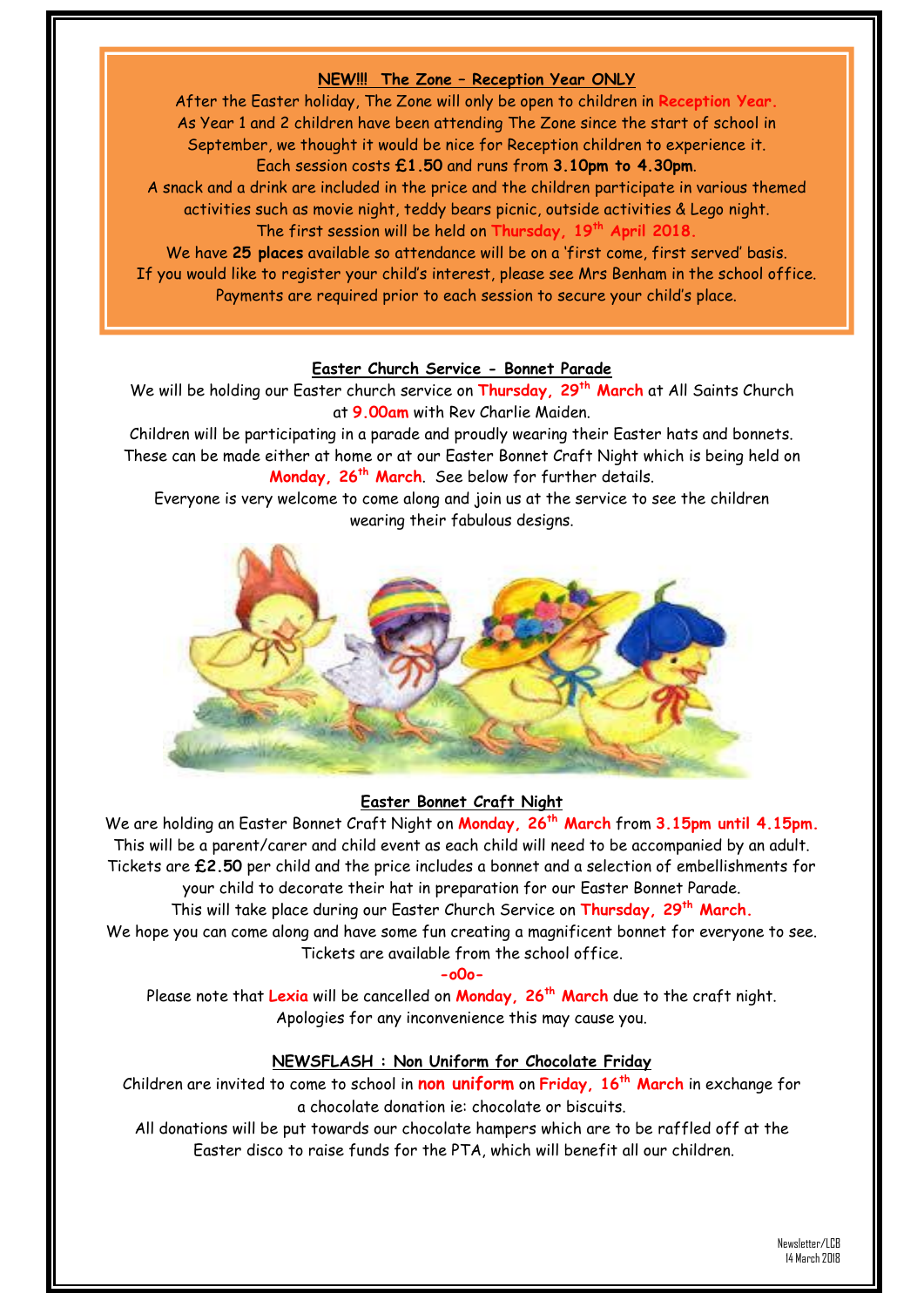## NEW!!! The Zone – Reception Year ONLY

After the Easter holiday, The Zone will only be open to children in **Reception Year.**
As Year 1 and 2 children have been attending The Zone since the start of school in September, we thought it would be nice for Reception children to experience it.
Each session costs **£1.50** and runs from **3.10pm to 4.30pm**.
A snack and a drink are included in the price and the children participate in various themed activities such as movie night, teddy bears picnic, outside activities & Lego night.
The first session will be held on **Thursday, 19th April 2018.**
We have **25 places** available so attendance will be on a 'first come, first served' basis.
If you would like to register your child's interest, please see Mrs Benham in the school office.
Payments are required prior to each session to secure your child's place.

## Easter Church Service - Bonnet Parade

We will be holding our Easter church service on **Thursday, 29th March** at All Saints Church at **9.00am** with Rev Charlie Maiden.
Children will be participating in a parade and proudly wearing their Easter hats and bonnets. These can be made either at home or at our Easter Bonnet Craft Night which is being held on **Monday, 26th March**. See below for further details.
Everyone is very welcome to come along and join us at the service to see the children wearing their fabulous designs.

## Easter Bonnet Craft Night

We are holding an Easter Bonnet Craft Night on **Monday, 26th March** from **3.15pm until 4.15pm.**
This will be a parent/carer and child event as each child will need to be accompanied by an adult. Tickets are **£2.50** per child and the price includes a bonnet and a selection of embellishments for your child to decorate their hat in preparation for our Easter Bonnet Parade.
This will take place during our Easter Church Service on **Thursday, 29th March.**
We hope you can come along and have some fun creating a magnificent bonnet for everyone to see.
Tickets are available from the school office.

-oOo-

Please note that **Lexia** will be cancelled on **Monday, 26th March** due to the craft night.
Apologies for any inconvenience this may cause you.

## NEWSFLASH : Non Uniform for Chocolate Friday

Children are invited to come to school in **non uniform** on **Friday, 16th March** in exchange for a chocolate donation ie: chocolate or biscuits.
All donations will be put towards our chocolate hampers which are to be raffled off at the Easter disco to raise funds for the PTA, which will benefit all our children.

Newsletter/LCB
14 March 2018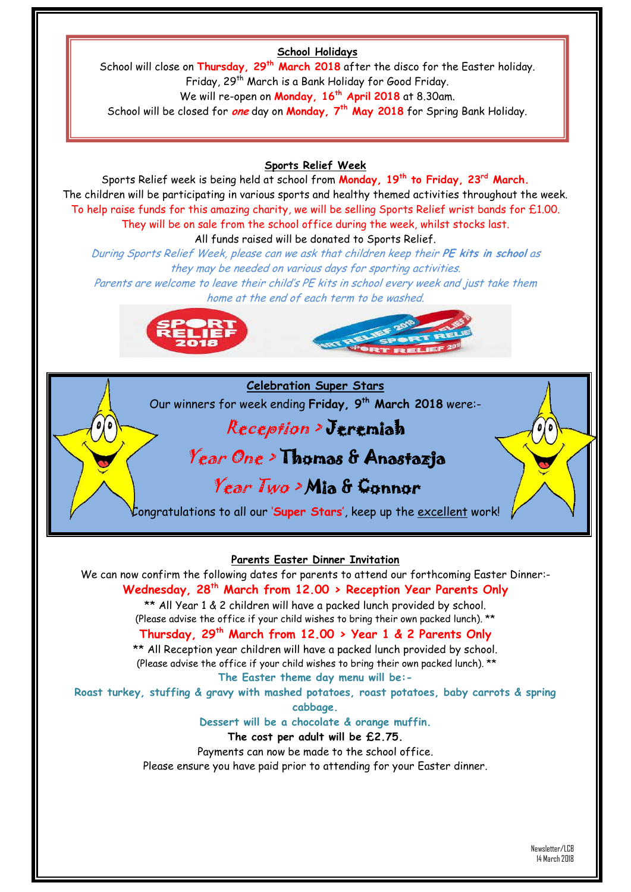## School Holidays

School will close on **Thursday, 29th March 2018** after the disco for the Easter holiday.
Friday, 29th March is a Bank Holiday for Good Friday.
We will re-open on **Monday, 16th April 2018** at 8.30am.
School will be closed for ***one*** day on **Monday, 7th May 2018** for Spring Bank Holiday.

## Sports Relief Week

Sports Relief week is being held at school from **Monday, 19th to Friday, 23rd March.**
The children will be participating in various sports and healthy themed activities throughout the week.
To help raise funds for this amazing charity, we will be selling Sports Relief wrist bands for £1.00.
They will be on sale from the school office during the week, whilst stocks last.
All funds raised will be donated to Sports Relief.

*During Sports Relief Week, please can we ask that children keep their **PE kits in school** as they may be needed on various days for sporting activities.*
*Parents are welcome to leave their child's PE kits in school every week and just take them home at the end of each term to be washed.*

## Celebration Super Stars

Our winners for week ending **Friday, 9th March 2018** were:-

*Reception* > **Jeremiah**

*Year One* > **Thomas & Anastazja**

*Year Two* > **Mia & Connor**

Congratulations to all our '**Super Stars**', keep up the excellent work!

## Parents Easter Dinner Invitation

We can now confirm the following dates for parents to attend our forthcoming Easter Dinner:-

**Wednesday, 28th March from 12.00 > Reception Year Parents Only**

** All Year 1 & 2 children will have a packed lunch provided by school.
(Please advise the office if your child wishes to bring their own packed lunch). **

**Thursday, 29th March from 12.00 > Year 1 & 2 Parents Only**

** All Reception year children will have a packed lunch provided by school.
(Please advise the office if your child wishes to bring their own packed lunch). **

**The Easter theme day menu will be:-**

**Roast turkey, stuffing & gravy with mashed potatoes, roast potatoes, baby carrots & spring cabbage.**

**Dessert will be a chocolate & orange muffin.**

**The cost per adult will be £2.75.**

Payments can now be made to the school office.
Please ensure you have paid prior to attending for your Easter dinner.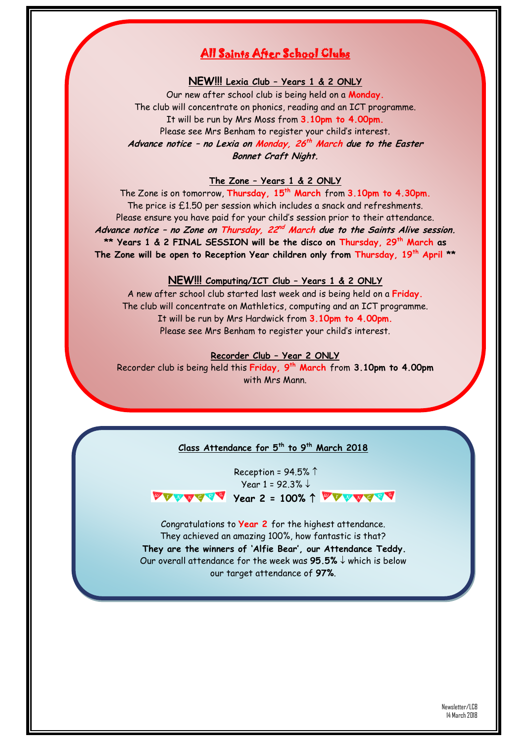# All Saints After School Clubs

### NEW!!! Lexia Club – Years 1 & 2 ONLY

Our new after school club is being held on a **Monday.**
The club will concentrate on phonics, reading and an ICT programme.
It will be run by Mrs Moss from **3.10pm to 4.00pm.**
Please see Mrs Benham to register your child's interest.
***Advance notice – no Lexia on Monday, 26th March due to the Easter Bonnet Craft Night.***

### The Zone – Years 1 & 2 ONLY

The Zone is on tomorrow, **Thursday, 15th March** from **3.10pm to 4.30pm.**
The price is £1.50 per session which includes a snack and refreshments.
Please ensure you have paid for your child's session prior to their attendance.
***Advance notice – no Zone on Thursday, 22nd March due to the Saints Alive session.***
**** Years 1 & 2 FINAL SESSION will be the disco on Thursday, 29th March as The Zone will be open to Reception Year children only from Thursday, 19th April ****

### NEW!!! Computing/ICT Club – Years 1 & 2 ONLY

A new after school club started last week and is being held on a **Friday.**
The club will concentrate on Mathletics, computing and an ICT programme.
It will be run by Mrs Hardwick from **3.10pm to 4.00pm.**
Please see Mrs Benham to register your child's interest.

### Recorder Club – Year 2 ONLY

Recorder club is being held this **Friday, 9th March** from **3.10pm to 4.00pm** with Mrs Mann.

### Class Attendance for 5th to 9th March 2018

Reception = 94.5% ↑
Year 1 = 92.3% ↓
WINNERS **Year 2 = 100% ↑** WINNERS

Congratulations to **Year 2** for the highest attendance.
They achieved an amazing 100%, how fantastic is that?
**They are the winners of 'Alfie Bear', our Attendance Teddy.**
Our overall attendance for the week was **95.5%** ↓ which is below our target attendance of **97%**.

Newsletter/LCB
14 March 2018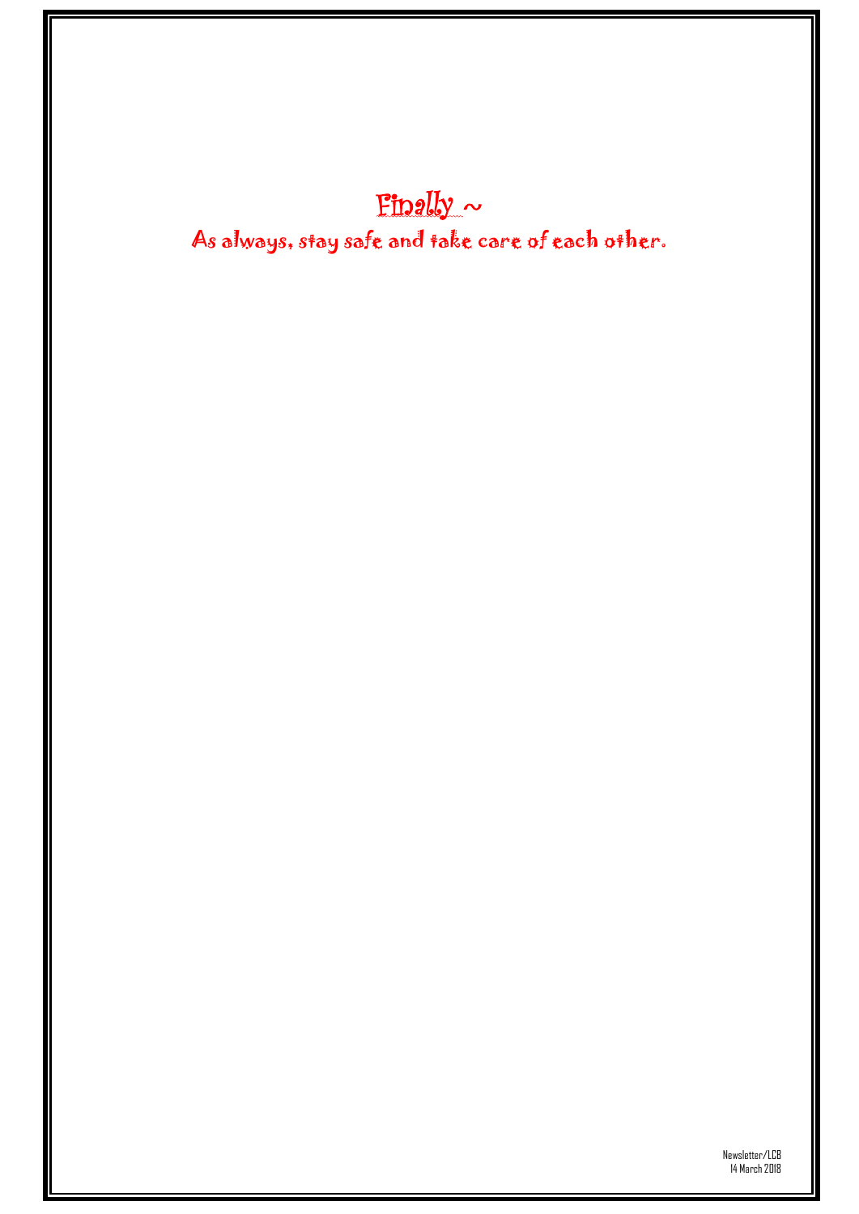**Finally ~**

**As always, stay safe and take care of each other.**

Newsletter/LCB
14 March 2018